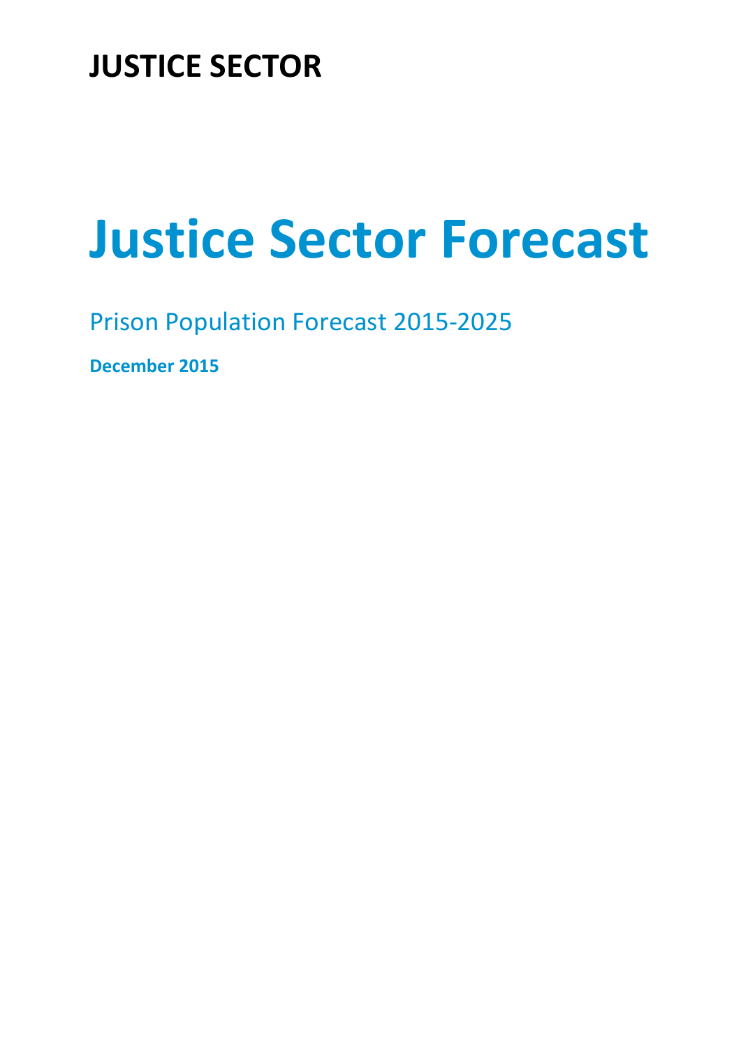**JUSTICE SECTOR**

# Justice Sector Forecast

## Prison Population Forecast 2015-2025

**December 2015**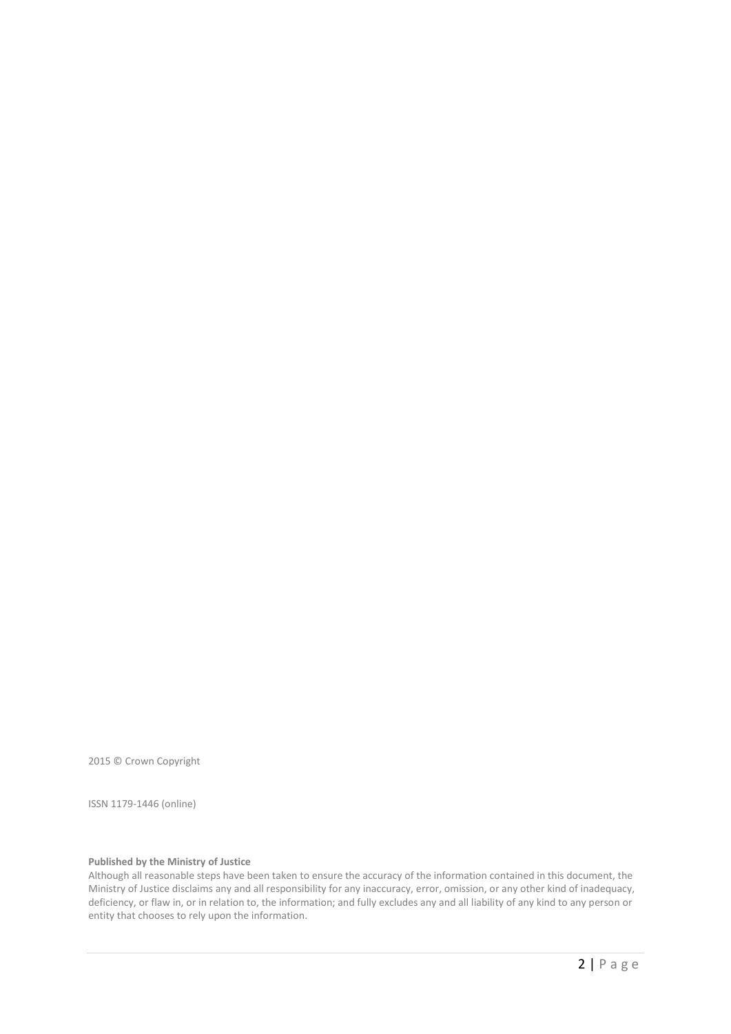2015 © Crown Copyright

ISSN 1179-1446 (online)

**Published by the Ministry of Justice**

Although all reasonable steps have been taken to ensure the accuracy of the information contained in this document, the Ministry of Justice disclaims any and all responsibility for any inaccuracy, error, omission, or any other kind of inadequacy, deficiency, or flaw in, or in relation to, the information; and fully excludes any and all liability of any kind to any person or entity that chooses to rely upon the information.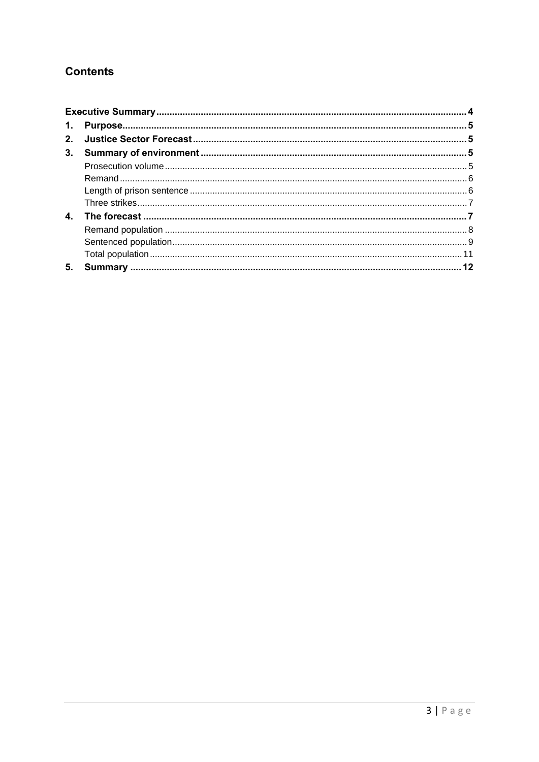## Contents

| | | |
|---|---|---|
| **Executive Summary** | | **4** |
| **1.** | **Purpose** | **5** |
| **2.** | **Justice Sector Forecast** | **5** |
| **3.** | **Summary of environment** | **5** |
| | Prosecution volume | 5 |
| | Remand | 6 |
| | Length of prison sentence | 6 |
| | Three strikes | 7 |
| **4.** | **The forecast** | **7** |
| | Remand population | 8 |
| | Sentenced population | 9 |
| | Total population | 11 |
| **5.** | **Summary** | **12** |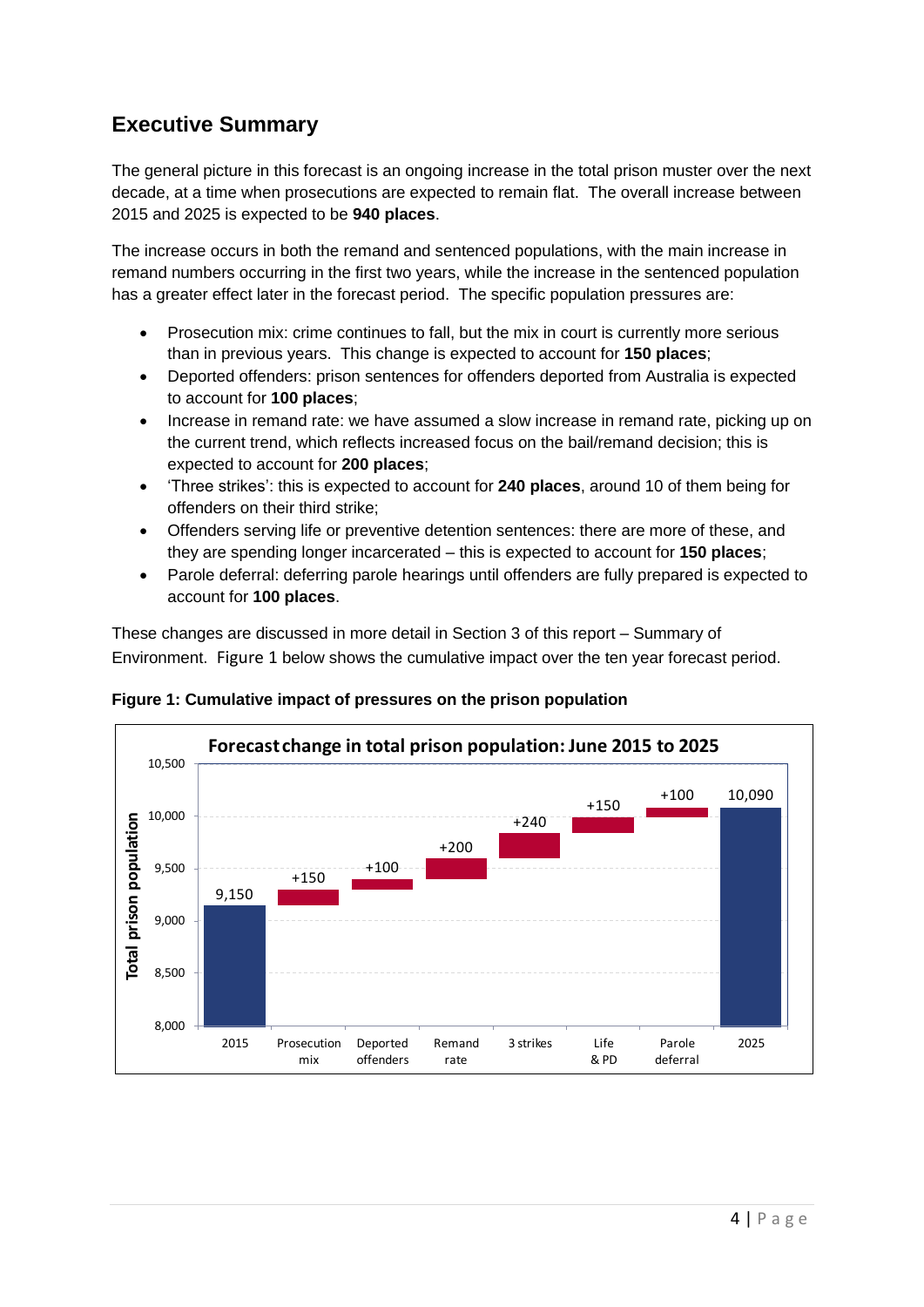## Executive Summary

The general picture in this forecast is an ongoing increase in the total prison muster over the next decade, at a time when prosecutions are expected to remain flat. The overall increase between 2015 and 2025 is expected to be **940 places**.

The increase occurs in both the remand and sentenced populations, with the main increase in remand numbers occurring in the first two years, while the increase in the sentenced population has a greater effect later in the forecast period. The specific population pressures are:

- Prosecution mix: crime continues to fall, but the mix in court is currently more serious than in previous years. This change is expected to account for **150 places**;
- Deported offenders: prison sentences for offenders deported from Australia is expected to account for **100 places**;
- Increase in remand rate: we have assumed a slow increase in remand rate, picking up on the current trend, which reflects increased focus on the bail/remand decision; this is expected to account for **200 places**;
- 'Three strikes': this is expected to account for **240 places**, around 10 of them being for offenders on their third strike;
- Offenders serving life or preventive detention sentences: there are more of these, and they are spending longer incarcerated – this is expected to account for **150 places**;
- Parole deferral: deferring parole hearings until offenders are fully prepared is expected to account for **100 places**.

These changes are discussed in more detail in Section 3 of this report – Summary of Environment. Figure 1 below shows the cumulative impact over the ten year forecast period.

**Figure 1: Cumulative impact of pressures on the prison population**

Forecast change in total prison population: June 2015 to 2025

| | 2015 | Prosecution mix | Deported offenders | Remand rate | 3 strikes | Life & PD | Parole deferral | 2025 |
|---|---|---|---|---|---|---|---|---|
| Total prison population | 9,150 | +150 | +100 | +200 | +240 | +150 | +100 | 10,090 |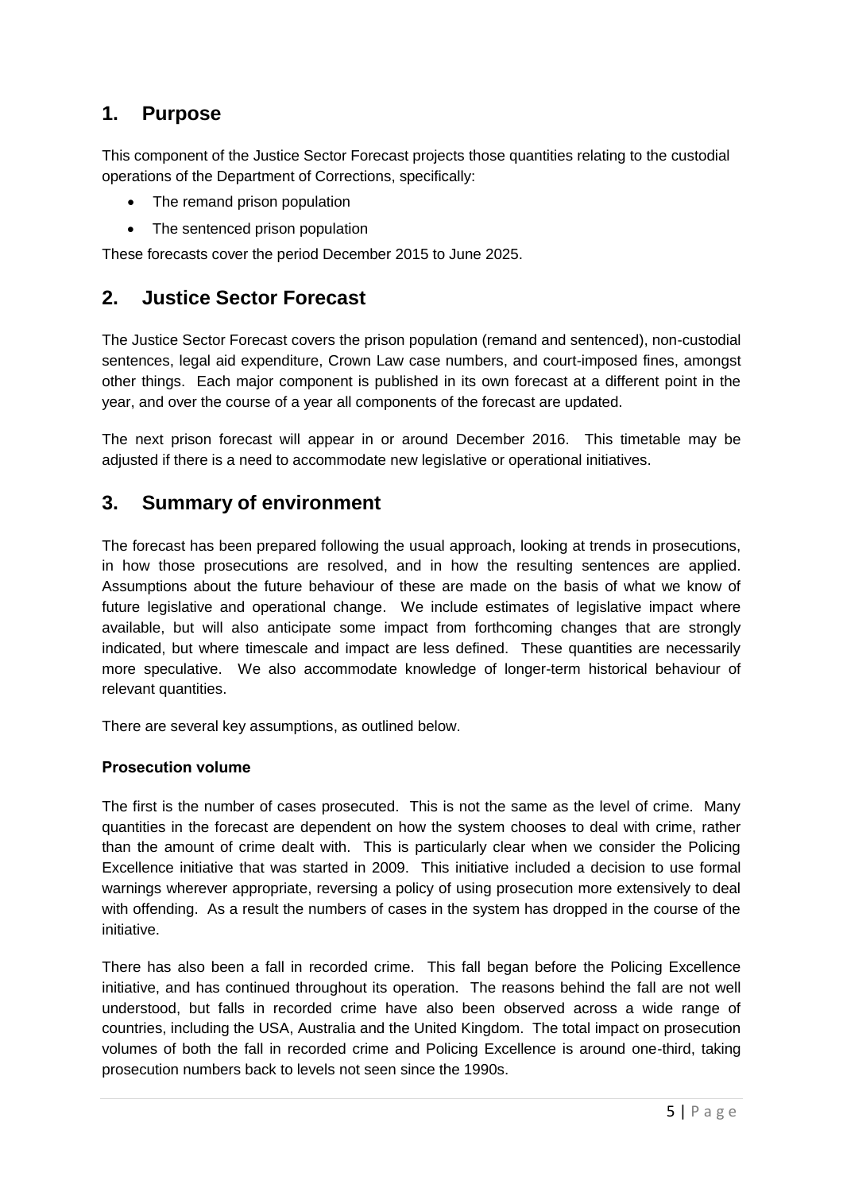## 1. Purpose

This component of the Justice Sector Forecast projects those quantities relating to the custodial operations of the Department of Corrections, specifically:

- The remand prison population
- The sentenced prison population

These forecasts cover the period December 2015 to June 2025.

## 2. Justice Sector Forecast

The Justice Sector Forecast covers the prison population (remand and sentenced), non-custodial sentences, legal aid expenditure, Crown Law case numbers, and court-imposed fines, amongst other things. Each major component is published in its own forecast at a different point in the year, and over the course of a year all components of the forecast are updated.

The next prison forecast will appear in or around December 2016. This timetable may be adjusted if there is a need to accommodate new legislative or operational initiatives.

## 3. Summary of environment

The forecast has been prepared following the usual approach, looking at trends in prosecutions, in how those prosecutions are resolved, and in how the resulting sentences are applied. Assumptions about the future behaviour of these are made on the basis of what we know of future legislative and operational change. We include estimates of legislative impact where available, but will also anticipate some impact from forthcoming changes that are strongly indicated, but where timescale and impact are less defined. These quantities are necessarily more speculative. We also accommodate knowledge of longer-term historical behaviour of relevant quantities.

There are several key assumptions, as outlined below.

### Prosecution volume

The first is the number of cases prosecuted. This is not the same as the level of crime. Many quantities in the forecast are dependent on how the system chooses to deal with crime, rather than the amount of crime dealt with. This is particularly clear when we consider the Policing Excellence initiative that was started in 2009. This initiative included a decision to use formal warnings wherever appropriate, reversing a policy of using prosecution more extensively to deal with offending. As a result the numbers of cases in the system has dropped in the course of the initiative.

There has also been a fall in recorded crime. This fall began before the Policing Excellence initiative, and has continued throughout its operation. The reasons behind the fall are not well understood, but falls in recorded crime have also been observed across a wide range of countries, including the USA, Australia and the United Kingdom. The total impact on prosecution volumes of both the fall in recorded crime and Policing Excellence is around one-third, taking prosecution numbers back to levels not seen since the 1990s.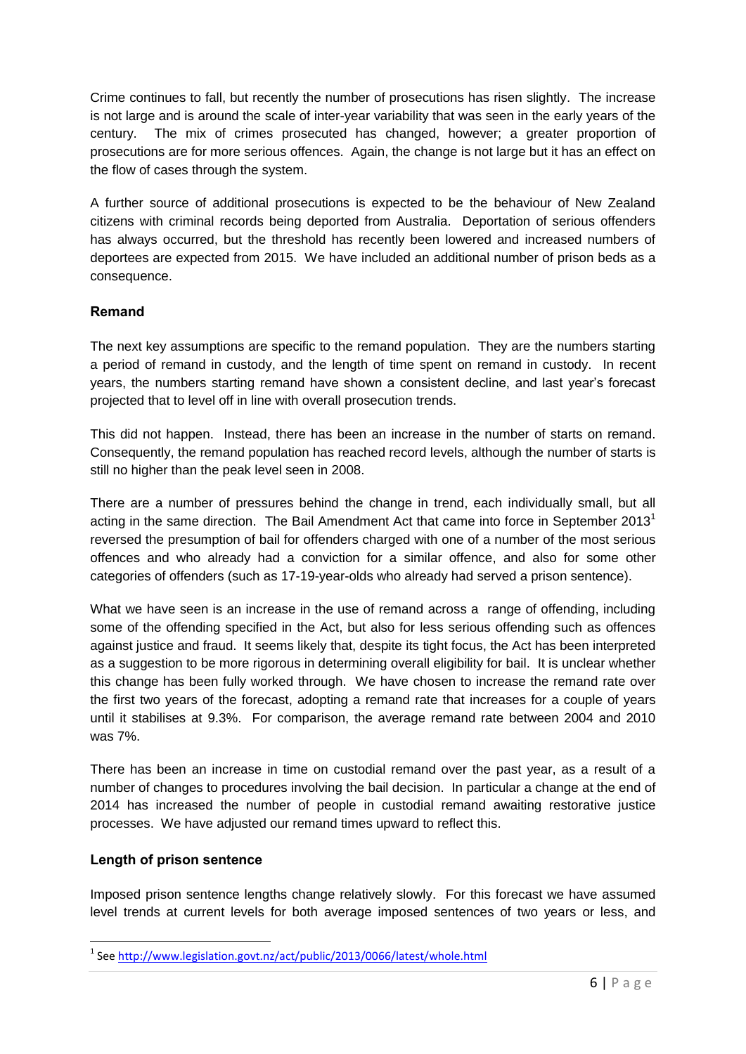Crime continues to fall, but recently the number of prosecutions has risen slightly. The increase is not large and is around the scale of inter-year variability that was seen in the early years of the century. The mix of crimes prosecuted has changed, however; a greater proportion of prosecutions are for more serious offences. Again, the change is not large but it has an effect on the flow of cases through the system.

A further source of additional prosecutions is expected to be the behaviour of New Zealand citizens with criminal records being deported from Australia. Deportation of serious offenders has always occurred, but the threshold has recently been lowered and increased numbers of deportees are expected from 2015. We have included an additional number of prison beds as a consequence.

### Remand

The next key assumptions are specific to the remand population. They are the numbers starting a period of remand in custody, and the length of time spent on remand in custody. In recent years, the numbers starting remand have shown a consistent decline, and last year's forecast projected that to level off in line with overall prosecution trends.

This did not happen. Instead, there has been an increase in the number of starts on remand. Consequently, the remand population has reached record levels, although the number of starts is still no higher than the peak level seen in 2008.

There are a number of pressures behind the change in trend, each individually small, but all acting in the same direction. The Bail Amendment Act that came into force in September 2013[1] reversed the presumption of bail for offenders charged with one of a number of the most serious offences and who already had a conviction for a similar offence, and also for some other categories of offenders (such as 17-19-year-olds who already had served a prison sentence).

What we have seen is an increase in the use of remand across a range of offending, including some of the offending specified in the Act, but also for less serious offending such as offences against justice and fraud. It seems likely that, despite its tight focus, the Act has been interpreted as a suggestion to be more rigorous in determining overall eligibility for bail. It is unclear whether this change has been fully worked through. We have chosen to increase the remand rate over the first two years of the forecast, adopting a remand rate that increases for a couple of years until it stabilises at 9.3%. For comparison, the average remand rate between 2004 and 2010 was 7%.

There has been an increase in time on custodial remand over the past year, as a result of a number of changes to procedures involving the bail decision. In particular a change at the end of 2014 has increased the number of people in custodial remand awaiting restorative justice processes. We have adjusted our remand times upward to reflect this.

### Length of prison sentence

Imposed prison sentence lengths change relatively slowly. For this forecast we have assumed level trends at current levels for both average imposed sentences of two years or less, and

[1] See http://www.legislation.govt.nz/act/public/2013/0066/latest/whole.html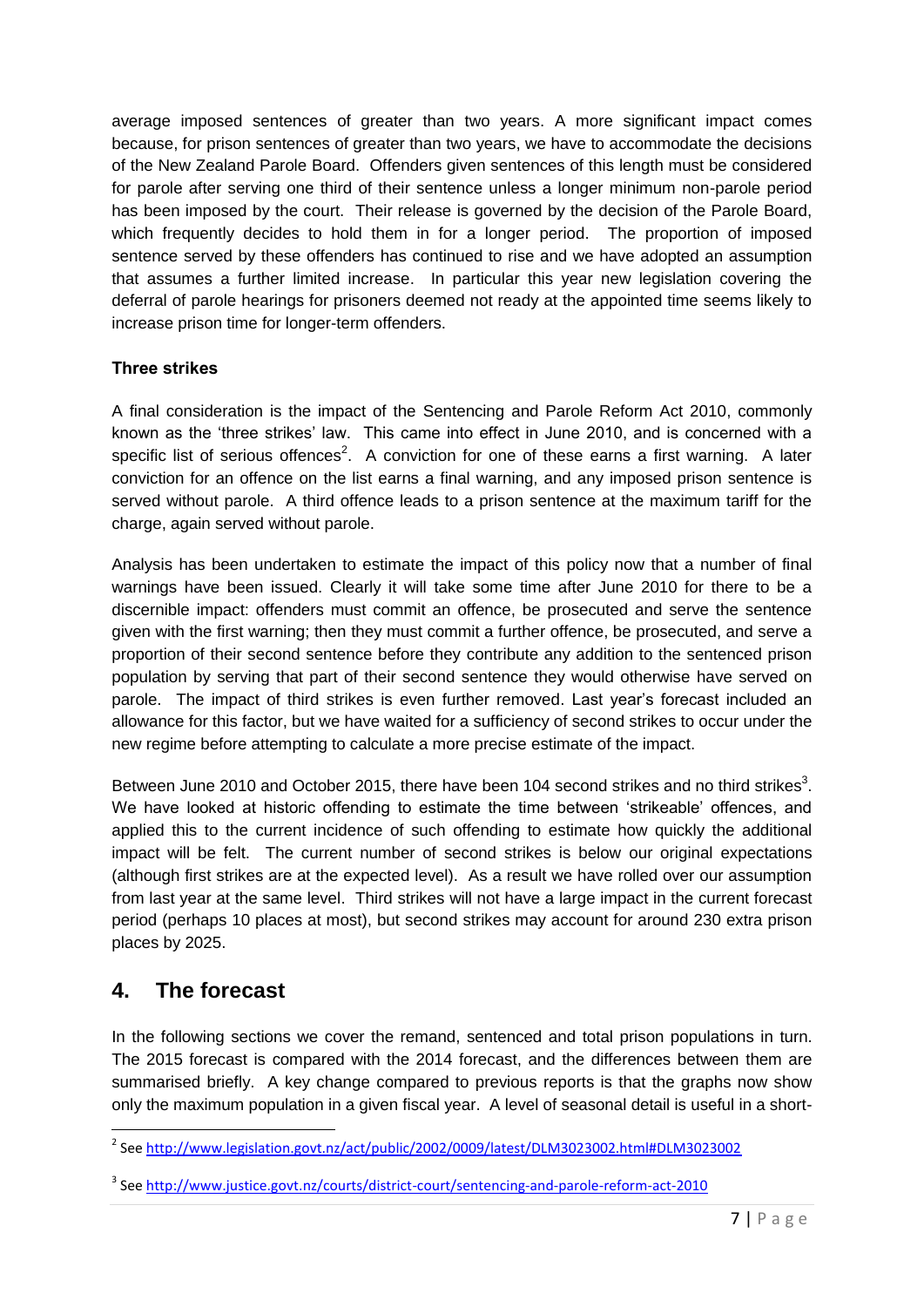average imposed sentences of greater than two years. A more significant impact comes because, for prison sentences of greater than two years, we have to accommodate the decisions of the New Zealand Parole Board. Offenders given sentences of this length must be considered for parole after serving one third of their sentence unless a longer minimum non-parole period has been imposed by the court. Their release is governed by the decision of the Parole Board, which frequently decides to hold them in for a longer period. The proportion of imposed sentence served by these offenders has continued to rise and we have adopted an assumption that assumes a further limited increase. In particular this year new legislation covering the deferral of parole hearings for prisoners deemed not ready at the appointed time seems likely to increase prison time for longer-term offenders.

**Three strikes**

A final consideration is the impact of the Sentencing and Parole Reform Act 2010, commonly known as the 'three strikes' law. This came into effect in June 2010, and is concerned with a specific list of serious offences[2]. A conviction for one of these earns a first warning. A later conviction for an offence on the list earns a final warning, and any imposed prison sentence is served without parole. A third offence leads to a prison sentence at the maximum tariff for the charge, again served without parole.

Analysis has been undertaken to estimate the impact of this policy now that a number of final warnings have been issued. Clearly it will take some time after June 2010 for there to be a discernible impact: offenders must commit an offence, be prosecuted and serve the sentence given with the first warning; then they must commit a further offence, be prosecuted, and serve a proportion of their second sentence before they contribute any addition to the sentenced prison population by serving that part of their second sentence they would otherwise have served on parole. The impact of third strikes is even further removed. Last year's forecast included an allowance for this factor, but we have waited for a sufficiency of second strikes to occur under the new regime before attempting to calculate a more precise estimate of the impact.

Between June 2010 and October 2015, there have been 104 second strikes and no third strikes[3]. We have looked at historic offending to estimate the time between 'strikeable' offences, and applied this to the current incidence of such offending to estimate how quickly the additional impact will be felt. The current number of second strikes is below our original expectations (although first strikes are at the expected level). As a result we have rolled over our assumption from last year at the same level. Third strikes will not have a large impact in the current forecast period (perhaps 10 places at most), but second strikes may account for around 230 extra prison places by 2025.

## 4. The forecast

In the following sections we cover the remand, sentenced and total prison populations in turn. The 2015 forecast is compared with the 2014 forecast, and the differences between them are summarised briefly. A key change compared to previous reports is that the graphs now show only the maximum population in a given fiscal year. A level of seasonal detail is useful in a short-

[2] See http://www.legislation.govt.nz/act/public/2002/0009/latest/DLM3023002.html#DLM3023002

[3] See http://www.justice.govt.nz/courts/district-court/sentencing-and-parole-reform-act-2010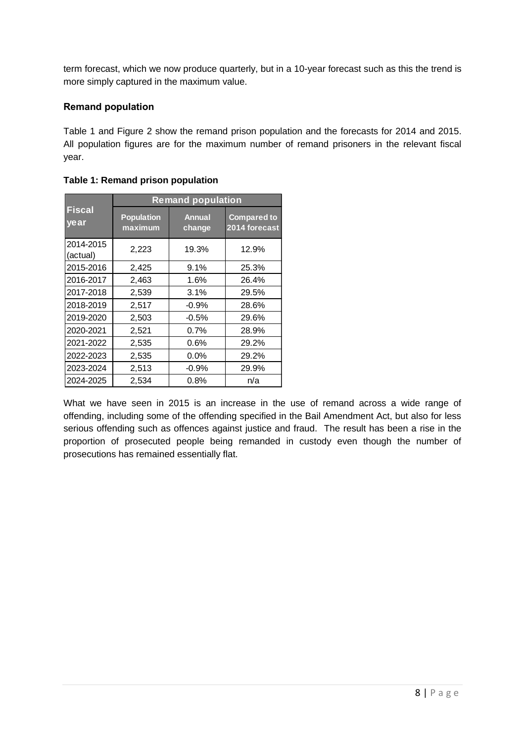term forecast, which we now produce quarterly, but in a 10-year forecast such as this the trend is more simply captured in the maximum value.

### Remand population

Table 1 and Figure 2 show the remand prison population and the forecasts for 2014 and 2015. All population figures are for the maximum number of remand prisoners in the relevant fiscal year.

**Table 1: Remand prison population**

| Fiscal year | Remand population | | |
|---|---|---|---|
| | Population maximum | Annual change | Compared to 2014 forecast |
| 2014-2015 (actual) | 2,223 | 19.3% | 12.9% |
| 2015-2016 | 2,425 | 9.1% | 25.3% |
| 2016-2017 | 2,463 | 1.6% | 26.4% |
| 2017-2018 | 2,539 | 3.1% | 29.5% |
| 2018-2019 | 2,517 | -0.9% | 28.6% |
| 2019-2020 | 2,503 | -0.5% | 29.6% |
| 2020-2021 | 2,521 | 0.7% | 28.9% |
| 2021-2022 | 2,535 | 0.6% | 29.2% |
| 2022-2023 | 2,535 | 0.0% | 29.2% |
| 2023-2024 | 2,513 | -0.9% | 29.9% |
| 2024-2025 | 2,534 | 0.8% | n/a |

What we have seen in 2015 is an increase in the use of remand across a wide range of offending, including some of the offending specified in the Bail Amendment Act, but also for less serious offending such as offences against justice and fraud. The result has been a rise in the proportion of prosecuted people being remanded in custody even though the number of prosecutions has remained essentially flat.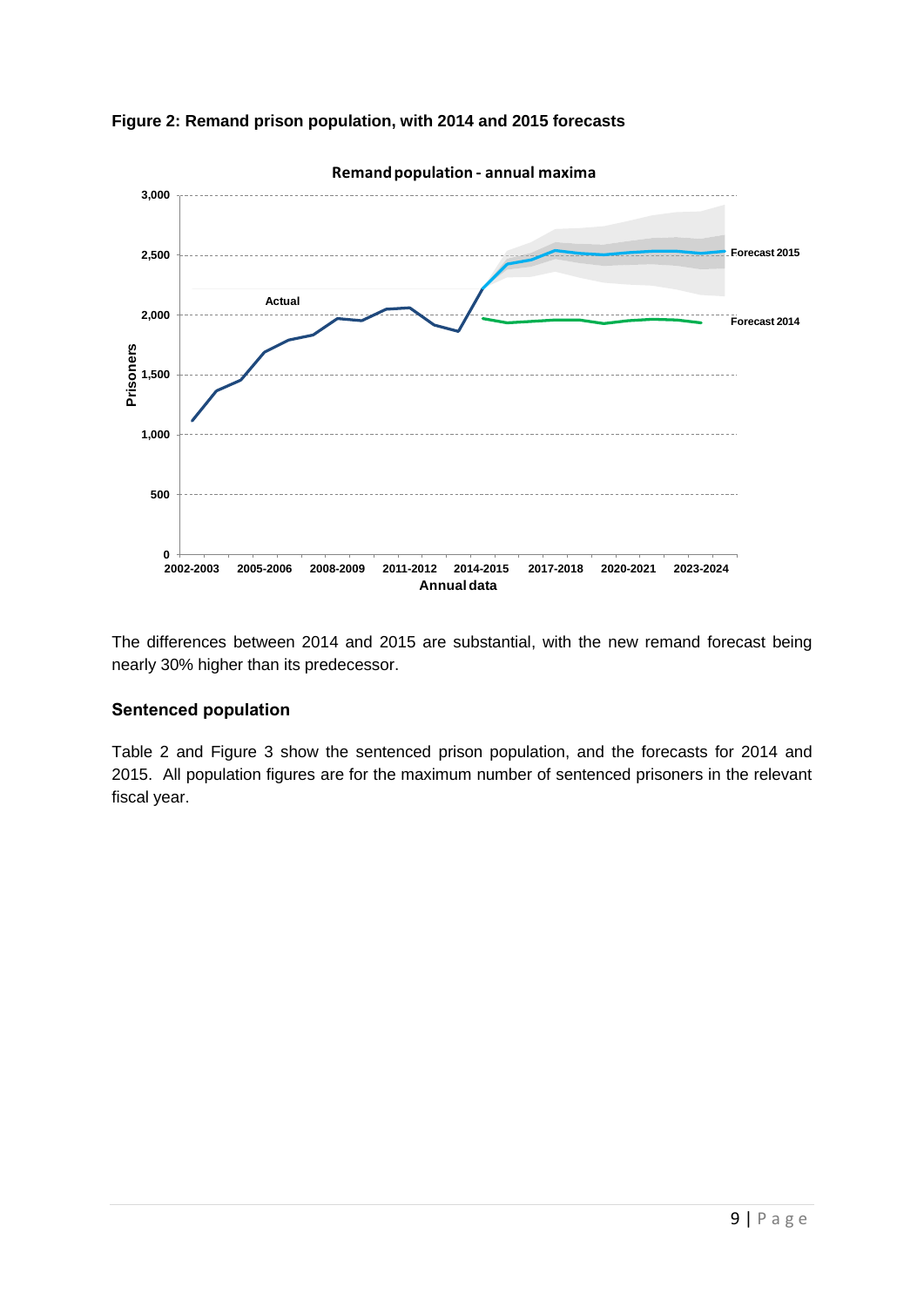**Figure 2: Remand prison population, with 2014 and 2015 forecasts**

The differences between 2014 and 2015 are substantial, with the new remand forecast being nearly 30% higher than its predecessor.

### Sentenced population

Table 2 and Figure 3 show the sentenced prison population, and the forecasts for 2014 and 2015. All population figures are for the maximum number of sentenced prisoners in the relevant fiscal year.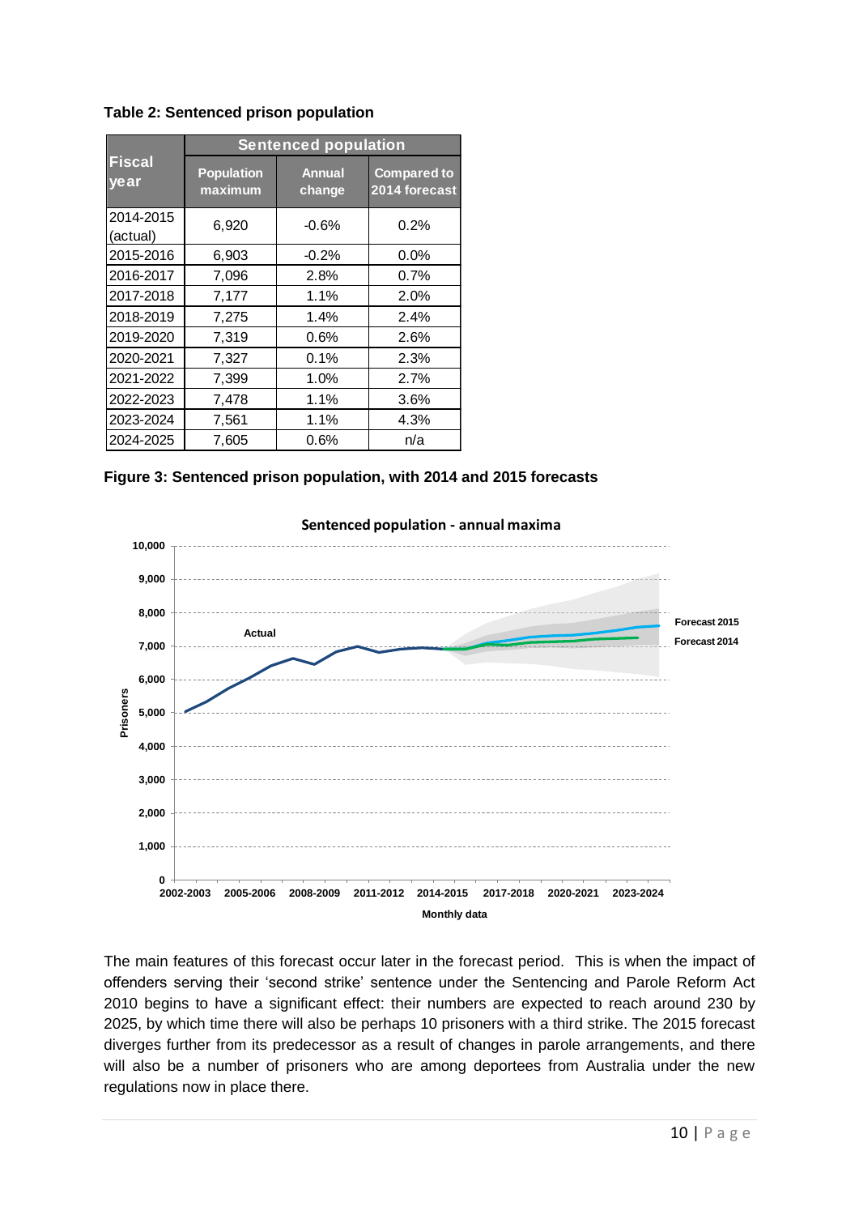**Table 2: Sentenced prison population**

| Fiscal year | Sentenced population | | |
|---|---|---|---|
| | Population maximum | Annual change | Compared to 2014 forecast |
| 2014-2015 (actual) | 6,920 | -0.6% | 0.2% |
| 2015-2016 | 6,903 | -0.2% | 0.0% |
| 2016-2017 | 7,096 | 2.8% | 0.7% |
| 2017-2018 | 7,177 | 1.1% | 2.0% |
| 2018-2019 | 7,275 | 1.4% | 2.4% |
| 2019-2020 | 7,319 | 0.6% | 2.6% |
| 2020-2021 | 7,327 | 0.1% | 2.3% |
| 2021-2022 | 7,399 | 1.0% | 2.7% |
| 2022-2023 | 7,478 | 1.1% | 3.6% |
| 2023-2024 | 7,561 | 1.1% | 4.3% |
| 2024-2025 | 7,605 | 0.6% | n/a |

**Figure 3: Sentenced prison population, with 2014 and 2015 forecasts**

The main features of this forecast occur later in the forecast period. This is when the impact of offenders serving their 'second strike' sentence under the Sentencing and Parole Reform Act 2010 begins to have a significant effect: their numbers are expected to reach around 230 by 2025, by which time there will also be perhaps 10 prisoners with a third strike. The 2015 forecast diverges further from its predecessor as a result of changes in parole arrangements, and there will also be a number of prisoners who are among deportees from Australia under the new regulations now in place there.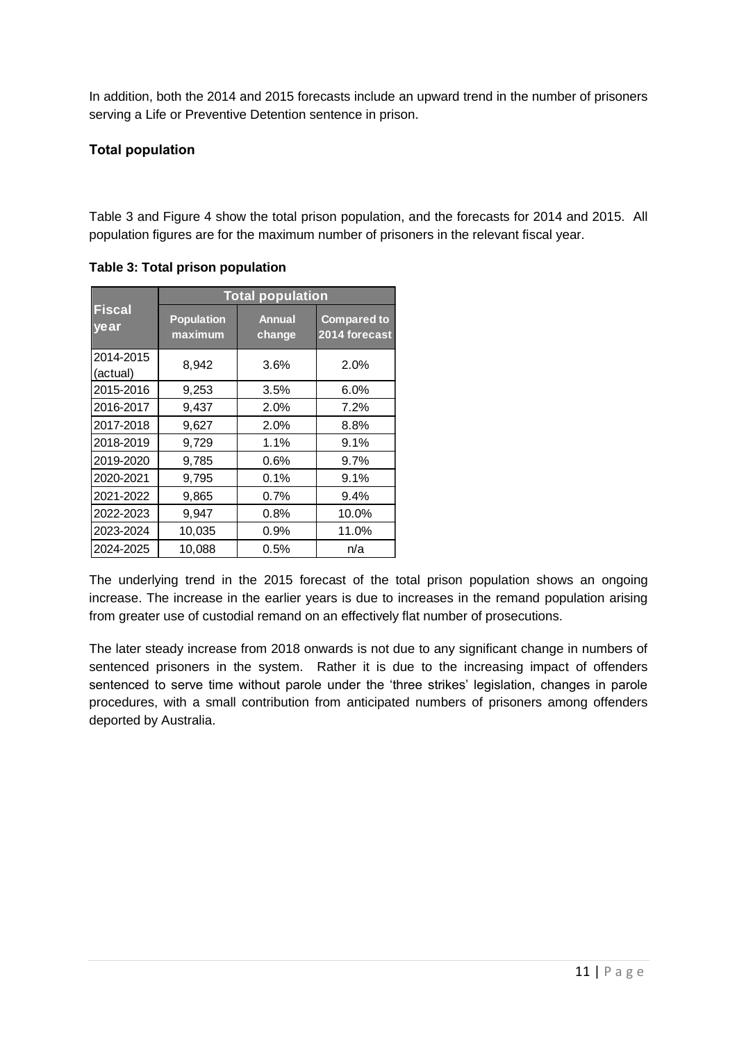In addition, both the 2014 and 2015 forecasts include an upward trend in the number of prisoners serving a Life or Preventive Detention sentence in prison.

### Total population

Table 3 and Figure 4 show the total prison population, and the forecasts for 2014 and 2015. All population figures are for the maximum number of prisoners in the relevant fiscal year.

**Table 3: Total prison population**

| Fiscal year | Total population | | |
|---|---|---|---|
| | Population maximum | Annual change | Compared to 2014 forecast |
| 2014-2015 (actual) | 8,942 | 3.6% | 2.0% |
| 2015-2016 | 9,253 | 3.5% | 6.0% |
| 2016-2017 | 9,437 | 2.0% | 7.2% |
| 2017-2018 | 9,627 | 2.0% | 8.8% |
| 2018-2019 | 9,729 | 1.1% | 9.1% |
| 2019-2020 | 9,785 | 0.6% | 9.7% |
| 2020-2021 | 9,795 | 0.1% | 9.1% |
| 2021-2022 | 9,865 | 0.7% | 9.4% |
| 2022-2023 | 9,947 | 0.8% | 10.0% |
| 2023-2024 | 10,035 | 0.9% | 11.0% |
| 2024-2025 | 10,088 | 0.5% | n/a |

The underlying trend in the 2015 forecast of the total prison population shows an ongoing increase. The increase in the earlier years is due to increases in the remand population arising from greater use of custodial remand on an effectively flat number of prosecutions.

The later steady increase from 2018 onwards is not due to any significant change in numbers of sentenced prisoners in the system. Rather it is due to the increasing impact of offenders sentenced to serve time without parole under the 'three strikes' legislation, changes in parole procedures, with a small contribution from anticipated numbers of prisoners among offenders deported by Australia.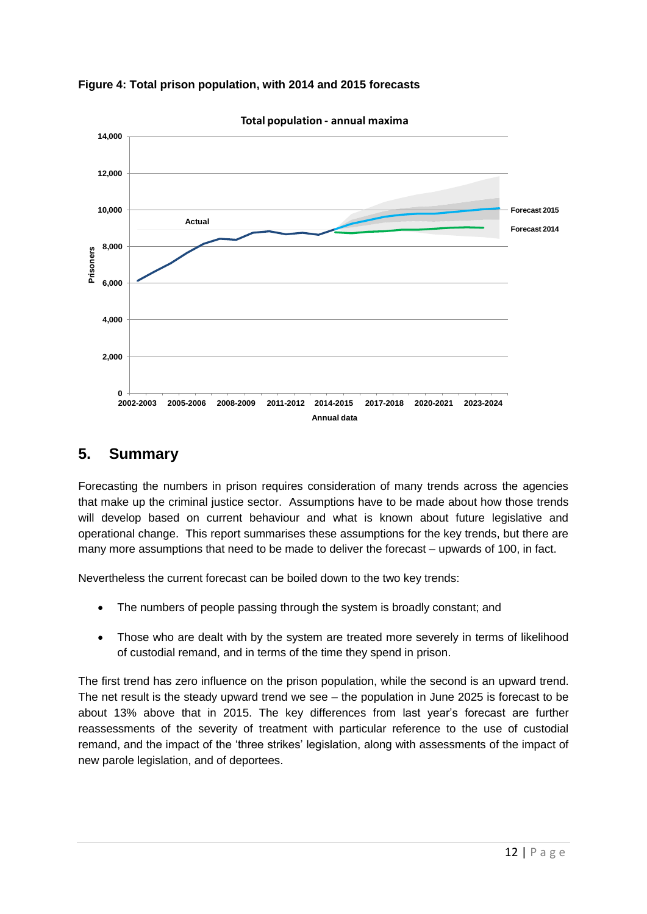**Figure 4: Total prison population, with 2014 and 2015 forecasts**

Total population - annual maxima

Prisoners

14,000
12,000
10,000
8,000
6,000
4,000
2,000
0

Actual

Forecast 2015

Forecast 2014

2002-2003 2005-2006 2008-2009 2011-2012 2014-2015 2017-2018 2020-2021 2023-2024

Annual data

## 5. Summary

Forecasting the numbers in prison requires consideration of many trends across the agencies that make up the criminal justice sector. Assumptions have to be made about how those trends will develop based on current behaviour and what is known about future legislative and operational change. This report summarises these assumptions for the key trends, but there are many more assumptions that need to be made to deliver the forecast – upwards of 100, in fact.

Nevertheless the current forecast can be boiled down to the two key trends:

- The numbers of people passing through the system is broadly constant; and
- Those who are dealt with by the system are treated more severely in terms of likelihood of custodial remand, and in terms of the time they spend in prison.

The first trend has zero influence on the prison population, while the second is an upward trend. The net result is the steady upward trend we see – the population in June 2025 is forecast to be about 13% above that in 2015. The key differences from last year's forecast are further reassessments of the severity of treatment with particular reference to the use of custodial remand, and the impact of the 'three strikes' legislation, along with assessments of the impact of new parole legislation, and of deportees.